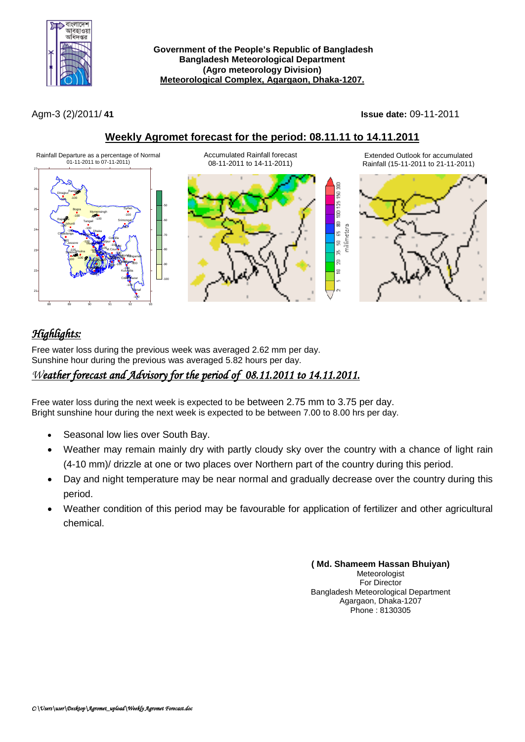**Government of the People's Republic of Bangladesh**
**Bangladesh Meteorological Department**
**(Agro meteorology Division)**
**Meteorological Complex, Agargaon, Dhaka-1207.**

Agm-3 (2)/2011/ **41** **Issue date:** 09-11-2011

## Weekly Agromet forecast for the period: 08.11.11 to 14.11.2011

Rainfall Departure as a percentage of Normal 01-11-2011 to 07-11-2011)

Accumulated Rainfall forecast 08-11-2011 to 14-11-2011)

Extended Outlook for accumulated Rainfall (15-11-2011 to 21-11-2011)

## *Highlights:*

Free water loss during the previous week was averaged 2.62 mm per day.
Sunshine hour during the previous was averaged 5.82 hours per day.

### *Weather forecast and Advisory for the period of 08.11.2011 to 14.11.2011.*

Free water loss during the next week is expected to be between 2.75 mm to 3.75 per day.
Bright sunshine hour during the next week is expected to be between 7.00 to 8.00 hrs per day.

- Seasonal low lies over South Bay.
- Weather may remain mainly dry with partly cloudy sky over the country with a chance of light rain (4-10 mm)/ drizzle at one or two places over Northern part of the country during this period.
- Day and night temperature may be near normal and gradually decrease over the country during this period.
- Weather condition of this period may be favourable for application of fertilizer and other agricultural chemical.

**( Md. Shameem Hassan Bhuiyan)**
Meteorologist
For Director
Bangladesh Meteorological Department
Agargaon, Dhaka-1207
Phone : 8130305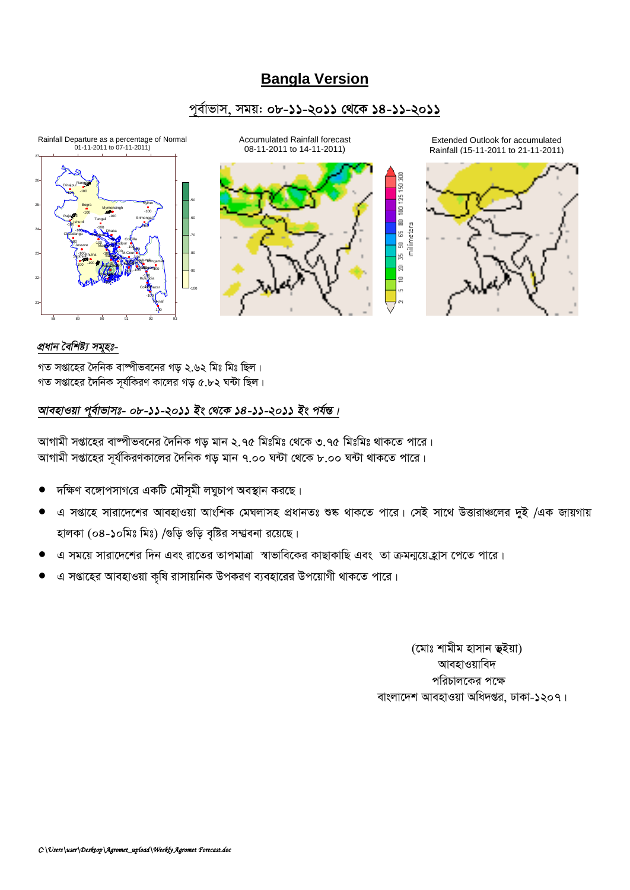# Bangla Version

## পূর্বাভাস, সময়: ০৮-১১-২০১১ থেকে ১৪-১১-২০১১

Rainfall Departure as a percentage of Normal 01-11-2011 to 07-11-2011)

Accumulated Rainfall forecast 08-11-2011 to 14-11-2011)

Extended Outlook for accumulated Rainfall (15-11-2011 to 21-11-2011)

***প্রধান বৈশিষ্ট্য সমূহঃ-***

গত সপ্তাহের দৈনিক বাষ্পীভবনের গড় ২.৬২ মিঃ মিঃ ছিল।
গত সপ্তাহের দৈনিক সূর্যকিরণ কালের গড় ৫.৮২ ঘন্টা ছিল।

***আবহাওয়া পূর্বাভাসঃ- ০৮-১১-২০১১ ইং থেকে ১৪-১১-২০১১ ইং পর্যন্ত।***

আগামী সপ্তাহের বাষ্পীভবনের দৈনিক গড় মান ২.৭৫ মিঃমিঃ থেকে ৩.৭৫ মিঃমিঃ থাকতে পারে।
আগামী সপ্তাহের সূর্যকিরণকালের দৈনিক গড় মান ৭.০০ ঘন্টা থেকে ৮.০০ ঘন্টা থাকতে পারে।

- দক্ষিণ বঙ্গোপসাগরে একটি মৌসূমী লঘুচাপ অবস্থান করছে।
- এ সপ্তাহে সারাদেশের আবহাওয়া আংশিক মেঘলাসহ প্রধানতঃ শুষ্ক থাকতে পারে। সেই সাথে উত্তারাঞ্চলের দুই /এক জায়গায় হালকা (০৪-১০মিঃ মিঃ) /গুড়ি গুড়ি বৃষ্টির সম্ভবনা রয়েছে।
- এ সময়ে সারাদেশের দিন এবং রাতের তাপমাত্রা স্বাভাবিকের কাছাকাছি এবং তা ক্রমন্বয়েহ্রাস পেতে পারে।
- এ সপ্তাহের আবহাওয়া কৃষি রাসায়নিক উপকরণ ব্যবহারের উপয়োগী থাকতে পারে।

(মোঃ শামীম হাসান ভুইয়া)
আবহাওয়াবিদ
পরিচালকের পক্ষে
বাংলাদেশ আবহাওয়া অধিদপ্তর, ঢাকা-১২০৭।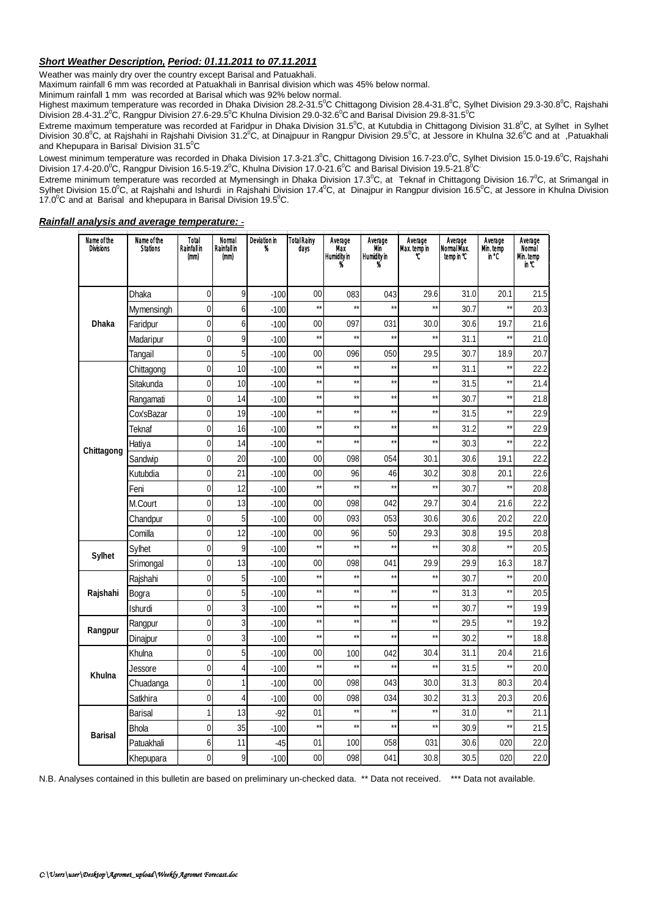### ***Short Weather Description, Period: 01.11.2011 to 07.11.2011***

Weather was mainly dry over the country except Barisal and Patuakhali.

Maximum rainfall 6 mm was recorded at Patuakhali in Banrisal division which was 45% below normal.

Minimum rainfall 1 mm was recorded at Barisal which was 92% below normal.

Highest maximum temperature was recorded in Dhaka Division 28.2-31.5$^0$C Chittagong Division 28.4-31.8$^0$C, Sylhet Division 29.3-30.8$^0$C, Rajshahi Division 28.4-31.2$^0$C, Rangpur Division 27.6-29.5$^0$C Khulna Division 29.0-32.6$^0$C and Barisal Division 29.8-31.5$^0$C

Extreme maximum temperature was recorded at Faridpur in Dhaka Division 31.5$^0$C, at Kutubdia in Chittagong Division 31.8$^0$C, at Sylhet in Sylhet Division 30.8$^0$C, at Rajshahi in Rajshahi Division 31.2$^0$C, at Dinajpuur in Rangpur Division 29.5$^0$C, at Jessore in Khulna 32.6$^0$C and at ,Patuakhali and Khepupara in Barisal Division 31.5$^0$C

Lowest minimum temperature was recorded in Dhaka Division 17.3-21.3$^0$C, Chittagong Division 16.7-23.0$^0$C, Sylhet Division 15.0-19.6$^0$C, Rajshahi Division 17.4-20.0$^0$C, Rangpur Division 16.5-19.2$^0$C, Khulna Division 17.0-21.6$^0$C and Barisal Division 19.5-21.8$^0$C.

Extreme minimum temperature was recorded at Mymensingh in Dhaka Division 17.3$^0$C, at Teknaf in Chittagong Division 16.7$^0$C, at Srimangal in Sylhet Division 15.0$^0$C, at Rajshahi and Ishurdi in Rajshahi Division 17.4$^0$C, at Dinajpur in Rangpur division 16.5$^0$C, at Jessore in Khulna Division 17.0$^0$C and at Barisal and khepupara in Barisal Division 19.5$^0$C.

### ***Rainfall analysis and average temperature:*** -

| Name of the Divisions | Name of the Stations | Total Rainfall in (mm) | Normal Rainfall in (mm) | Deviation in % | Total Rainy days | Average Max Humidity in % | Average Min Humidity in % | Average Max. temp in ℃ | Average Normal Max. temp in ℃ | Average Min. temp in °C | Average Normal Min. temp in ℃ |
|---|---|---|---|---|---|---|---|---|---|---|---|
| Dhaka | Dhaka | 0 | 9 | -100 | 00 | 083 | 043 | 29.6 | 31.0 | 20.1 | 21.5 |
| | Mymensingh | 0 | 6 | -100 | ** | ** | ** | ** | 30.7 | ** | 20.3 |
| | Faridpur | 0 | 6 | -100 | 00 | 097 | 031 | 30.0 | 30.6 | 19.7 | 21.6 |
| | Madaripur | 0 | 9 | -100 | ** | ** | ** | ** | 31.1 | ** | 21.0 |
| | Tangail | 0 | 5 | -100 | 00 | 096 | 050 | 29.5 | 30.7 | 18.9 | 20.7 |
| Chittagong | Chittagong | 0 | 10 | -100 | ** | ** | ** | ** | 31.1 | ** | 22.2 |
| | Sitakunda | 0 | 10 | -100 | ** | ** | ** | ** | 31.5 | ** | 21.4 |
| | Rangamati | 0 | 14 | -100 | ** | ** | ** | ** | 30.7 | ** | 21.8 |
| | Cox'sBazar | 0 | 19 | -100 | ** | ** | ** | ** | 31.5 | ** | 22.9 |
| | Teknaf | 0 | 16 | -100 | ** | ** | ** | ** | 31.2 | ** | 22.9 |
| | Hatiya | 0 | 14 | -100 | ** | ** | ** | ** | 30.3 | ** | 22.2 |
| | Sandwip | 0 | 20 | -100 | 00 | 098 | 054 | 30.1 | 30.6 | 19.1 | 22.2 |
| | Kutubdia | 0 | 21 | -100 | 00 | 96 | 46 | 30.2 | 30.8 | 20.1 | 22.6 |
| | Feni | 0 | 12 | -100 | ** | ** | ** | ** | 30.7 | ** | 20.8 |
| | M.Court | 0 | 13 | -100 | 00 | 098 | 042 | 29.7 | 30.4 | 21.6 | 22.2 |
| | Chandpur | 0 | 5 | -100 | 00 | 093 | 053 | 30.6 | 30.6 | 20.2 | 22.0 |
| | Comilla | 0 | 12 | -100 | 00 | 96 | 50 | 29.3 | 30.8 | 19.5 | 20.8 |
| Sylhet | Sylhet | 0 | 9 | -100 | ** | ** | ** | ** | 30.8 | ** | 20.5 |
| | Srimongal | 0 | 13 | -100 | 00 | 098 | 041 | 29.9 | 29.9 | 16.3 | 18.7 |
| Rajshahi | Rajshahi | 0 | 5 | -100 | ** | ** | ** | ** | 30.7 | ** | 20.0 |
| | Bogra | 0 | 5 | -100 | ** | ** | ** | ** | 31.3 | ** | 20.5 |
| | Ishurdi | 0 | 3 | -100 | ** | ** | ** | ** | 30.7 | ** | 19.9 |
| Rangpur | Rangpur | 0 | 3 | -100 | ** | ** | ** | ** | 29.5 | ** | 19.2 |
| | Dinajpur | 0 | 3 | -100 | ** | ** | ** | ** | 30.2 | ** | 18.8 |
| Khulna | Khulna | 0 | 5 | -100 | 00 | 100 | 042 | 30.4 | 31.1 | 20.4 | 21.6 |
| | Jessore | 0 | 4 | -100 | ** | ** | ** | ** | 31.5 | ** | 20.0 |
| | Chuadanga | 0 | 1 | -100 | 00 | 098 | 043 | 30.0 | 31.3 | 80.3 | 20.4 |
| | Satkhira | 0 | 4 | -100 | 00 | 098 | 034 | 30.2 | 31.3 | 20.3 | 20.6 |
| Barisal | Barisal | 1 | 13 | -92 | 01 | ** | ** | ** | 31.0 | ** | 21.1 |
| | Bhola | 0 | 35 | -100 | ** | ** | ** | ** | 30.9 | ** | 21.5 |
| | Patuakhali | 6 | 11 | -45 | 01 | 100 | 058 | 031 | 30.6 | 020 | 22.0 |
| | Khepupara | 0 | 9 | -100 | 00 | 098 | 041 | 30.8 | 30.5 | 020 | 22.0 |

N.B. Analyses contained in this bulletin are based on preliminary un-checked data. ** Data not received. *** Data not available.